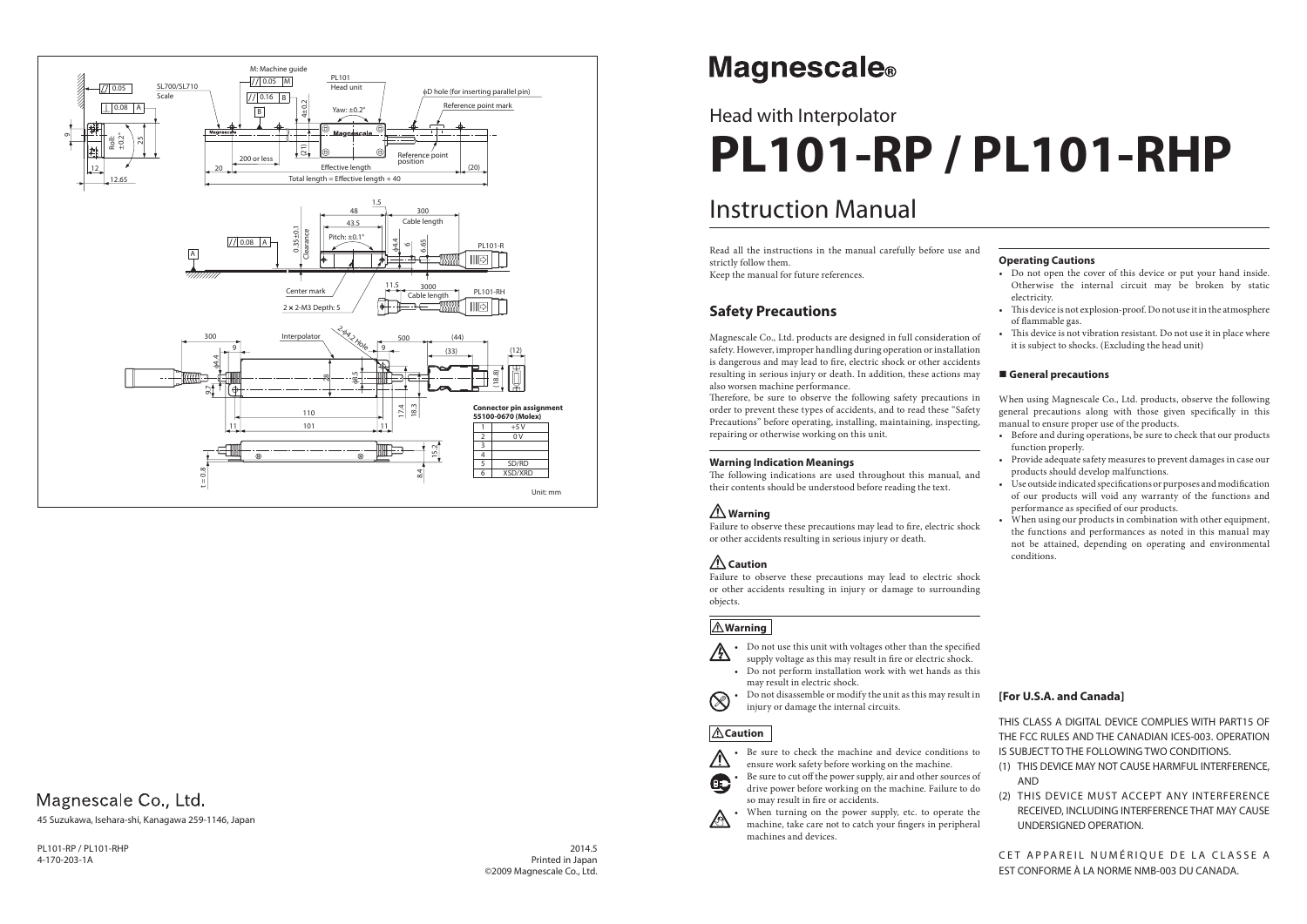# Magnescale®

## Head with Interpolator

# PL101-RP / PL101-RHP

# Instruction Manual

Read all the instructions in the manual carefully before use and strictly follow them.
Keep the manual for future references.

## Safety Precautions

Magnescale Co., Ltd. products are designed in full consideration of safety. However, improper handling during operation or installation is dangerous and may lead to fire, electric shock or other accidents resulting in serious injury or death. In addition, these actions may also worsen machine performance.
Therefore, be sure to observe the following safety precautions in order to prevent these types of accidents, and to read these "Safety Precautions" before operating, installing, maintaining, inspecting, repairing or otherwise working on this unit.

### Warning Indication Meanings

The following indications are used throughout this manual, and their contents should be understood before reading the text.

**⚠ Warning**
Failure to observe these precautions may lead to fire, electric shock or other accidents resulting in serious injury or death.

**⚠ Caution**
Failure to observe these precautions may lead to electric shock or other accidents resulting in injury or damage to surrounding objects.

**⚠ Warning**

- Do not use this unit with voltages other than the specified supply voltage as this may result in fire or electric shock.
- Do not perform installation work with wet hands as this may result in electric shock.
- Do not disassemble or modify the unit as this may result in injury or damage the internal circuits.

**⚠ Caution**

- Be sure to check the machine and device conditions to ensure work safety before working on the machine.
- Be sure to cut off the power supply, air and other sources of drive power before working on the machine. Failure to do so may result in fire or accidents.
- When turning on the power supply, etc. to operate the machine, take care not to catch your fingers in peripheral machines and devices.

### Operating Cautions

- Do not open the cover of this device or put your hand inside. Otherwise the internal circuit may be broken by static electricity.
- This device is not explosion-proof. Do not use it in the atmosphere of flammable gas.
- This device is not vibration resistant. Do not use it in place where it is subject to shocks. (Excluding the head unit)

### ■ General precautions

When using Magnescale Co., Ltd. products, observe the following general precautions along with those given specifically in this manual to ensure proper use of the products.

- Before and during operations, be sure to check that our products function properly.
- Provide adequate safety measures to prevent damages in case our products should develop malfunctions.
- Use outside indicated specifications or purposes and modification of our products will void any warranty of the functions and performance as specified of our products.
- When using our products in combination with other equipment, the functions and performances as noted in this manual may not be attained, depending on operating and environmental conditions.

### [For U.S.A. and Canada]

THIS CLASS A DIGITAL DEVICE COMPLIES WITH PART15 OF THE FCC RULES AND THE CANADIAN ICES-003. OPERATION IS SUBJECT TO THE FOLLOWING TWO CONDITIONS.

(1) THIS DEVICE MAY NOT CAUSE HARMFUL INTERFERENCE, AND
(2) THIS DEVICE MUST ACCEPT ANY INTERFERENCE RECEIVED, INCLUDING INTERFERENCE THAT MAY CAUSE UNDERSIGNED OPERATION.

CET APPAREIL NUMÉRIQUE DE LA CLASSE A EST CONFORME À LA NORME NMB-003 DU CANADA.

---

M: Machine guide; SL700/SL710 Scale; PL101 Head unit; ϕD hole (for inserting parallel pin); Reference point mark; Reference point position; Yaw: ±0.2°; Roll: ±0.2°; 200 or less; Effective length; Total length = Effective length + 40; Pitch: ±0.1°; 0.35±0.1 Clearance; Center mark; 2 × 2-M3 Depth: 5; Cable length 300; Cable length 3000; PL101-R; PL101-RH; Interpolator; 2-ϕ4.2 Hole

**Connector pin assignment 55100-0670 (Molex)**

| | |
|---|---|
| 1 | +5 V |
| 2 | 0 V |
| 3 | |
| 4 | |
| 5 | SD/RD |
| 6 | XSD/XRD |

Unit: mm

Magnescale Co., Ltd.
45 Suzukawa, Isehara-shi, Kanagawa 259-1146, Japan

PL101-RP / PL101-RHP
4-170-203-1A

2014.5
Printed in Japan
©2009 Magnescale Co., Ltd.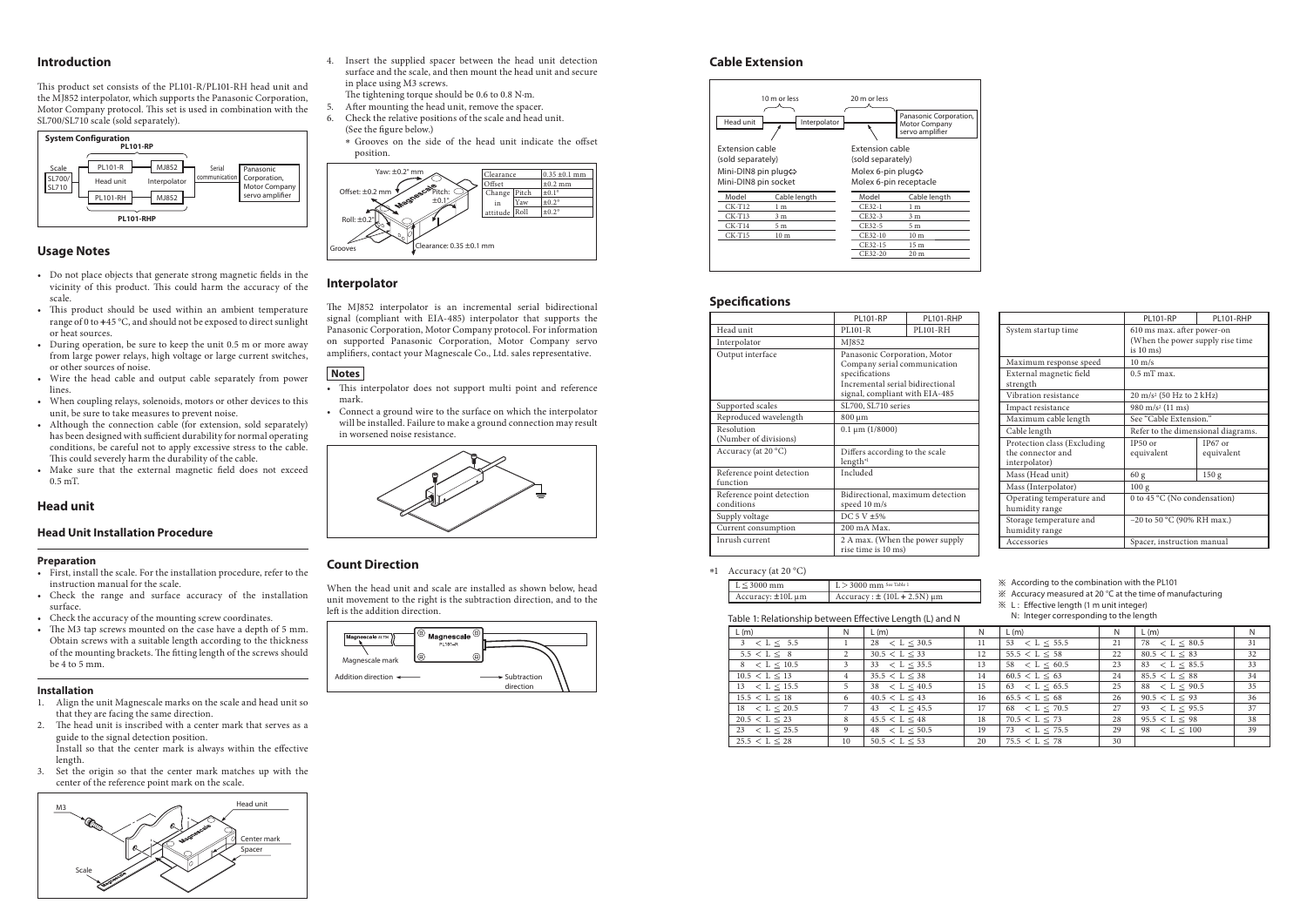## Introduction

This product set consists of the PL101-R/PL101-RH head unit and the MJ852 interpolator, which supports the Panasonic Corporation, Motor Company protocol. This set is used in combination with the SL700/SL710 scale (sold separately).

**System Configuration**

PL101-RP

Scale SL700/SL710 — PL101-R Head unit — MJ852 Interpolator — Serial communication — Panasonic Corporation, Motor Company servo amplifier

PL101-RH — MJ852

PL101-RHP

## Usage Notes

- Do not place objects that generate strong magnetic fields in the vicinity of this product. This could harm the accuracy of the scale.
- This product should be used within an ambient temperature range of 0 to +45 °C, and should not be exposed to direct sunlight or heat sources.
- During operation, be sure to keep the unit 0.5 m or more away from large power relays, high voltage or large current switches, or other sources of noise.
- Wire the head cable and output cable separately from power lines.
- When coupling relays, solenoids, motors or other devices to this unit, be sure to take measures to prevent noise.
- Although the connection cable (for extension, sold separately) has been designed with sufficient durability for normal operating conditions, be careful not to apply excessive stress to the cable. This could severely harm the durability of the cable.
- Make sure that the external magnetic field does not exceed 0.5 mT.

## Head unit

### Head Unit Installation Procedure

#### Preparation

- First, install the scale. For the installation procedure, refer to the instruction manual for the scale.
- Check the range and surface accuracy of the installation surface.
- Check the accuracy of the mounting screw coordinates.
- The M3 tap screws mounted on the case have a depth of 5 mm. Obtain screws with a suitable length according to the thickness of the mounting brackets. The fitting length of the screws should be 4 to 5 mm.

#### Installation

1. Align the unit Magnescale marks on the scale and head unit so that they are facing the same direction.
2. The head unit is inscribed with a center mark that serves as a guide to the signal detection position.
   Install so that the center mark is always within the effective length.
3. Set the origin so that the center mark matches up with the center of the reference point mark on the scale.

M3
Head unit
Center mark
Spacer
Scale

4. Insert the supplied spacer between the head unit detection surface and the scale, and then mount the head unit and secure in place using M3 screws.
   The tightening torque should be 0.6 to 0.8 N·m.
5. After mounting the head unit, remove the spacer.
6. Check the relative positions of the scale and head unit. (See the figure below.)
   * Grooves on the side of the head unit indicate the offset position.

Yaw: ±0.2° mm
Offset: ±0.2 mm
Pitch: ±0.1°
Roll: ±0.2°
Grooves
Clearance: 0.35 ±0.1 mm

| | | |
|---|---|---|
| Clearance | | 0.35 ±0.1 mm |
| Offset | | ±0.2 mm |
| Change in attitude | Pitch | ±0.1° |
| | Yaw | ±0.2° |
| | Roll | ±0.2° |

## Interpolator

The MJ852 interpolator is an incremental serial bidirectional signal (compliant with EIA-485) interpolator that supports the Panasonic Corporation, Motor Company protocol. For information on supported Panasonic Corporation, Motor Company servo amplifiers, contact your Magnescale Co., Ltd. sales representative.

**Notes**

- This interpolator does not support multi point and reference mark.
- Connect a ground wire to the surface on which the interpolator will be installed. Failure to make a ground connection may result in worsened noise resistance.

## Count Direction

When the head unit and scale are installed as shown below, head unit movement to the right is the subtraction direction, and to the left is the addition direction.

Magnescale mark
Addition direction
Subtraction direction

## Cable Extension

Head unit — (10 m or less) — Interpolator — (20 m or less) — Panasonic Corporation, Motor Company servo amplifier

Extension cable (sold separately)
Mini-DIN8 pin plug⇔Mini-DIN8 pin socket

| Model | Cable length |
|---|---|
| CK-T12 | 1 m |
| CK-T13 | 3 m |
| CK-T14 | 5 m |
| CK-T15 | 10 m |

Extension cable (sold separately)
Molex 6-pin plug⇔Molex 6-pin receptacle

| Model | Cable length |
|---|---|
| CE32-1 | 1 m |
| CE32-3 | 3 m |
| CE32-5 | 5 m |
| CE32-10 | 10 m |
| CE32-15 | 15 m |
| CE32-20 | 20 m |

## Specifications

| | PL101-RP | PL101-RHP |
|---|---|---|
| Head unit | PL101-R | PL101-RH |
| Interpolator | MJ852 | |
| Output interface | Panasonic Corporation, Motor Company serial communication specifications Incremental serial bidirectional signal, compliant with EIA-485 | |
| Supported scales | SL700, SL710 series | |
| Reproduced wavelength | 800 µm | |
| Resolution (Number of divisions) | 0.1 µm (1/8000) | |
| Accuracy (at 20 °C) | Differs according to the scale length*1 | |
| Reference point detection function | Included | |
| Reference point detection conditions | Bidirectional, maximum detection speed 10 m/s | |
| Supply voltage | DC 5 V ±5% | |
| Current consumption | 200 mA Max. | |
| Inrush current | 2 A max. (When the power supply rise time is 10 ms) | |
| System startup time | 610 ms max. after power-on (When the power supply rise time is 10 ms) | |
| Maximum response speed | 10 m/s | |
| External magnetic field strength | 0.5 mT max. | |
| Vibration resistance | 20 m/s² (50 Hz to 2 kHz) | |
| Impact resistance | 980 m/s² (11 ms) | |
| Maximum cable length | See "Cable Extension." | |
| Cable length | Refer to the dimensional diagrams. | |
| Protection class (Excluding the connector and interpolator) | IP50 or equivalent | IP67 or equivalent |
| Mass (Head unit) | 60 g | 150 g |
| Mass (Interpolator) | 100 g | |
| Operating temperature and humidity range | 0 to 45 °C (No condensation) | |
| Storage temperature and humidity range | −20 to 50 °C (90% RH max.) | |
| Accessories | Spacer, instruction manual | |

*1 Accuracy (at 20 °C)

| L ≤ 3000 mm | L > 3000 mm See Table 1 |
|---|---|
| Accuracy: ±10L µm | Accuracy : ± (10L + 2.5N) µm |

※ According to the combination with the PL101
※ Accuracy measured at 20 °C at the time of manufacturing
※ L : Effective length (1 m unit integer)
N: Integer corresponding to the length

Table 1: Relationship between Effective Length (L) and N

| L (m) | N | L (m) | N | L (m) | N | L (m) | N |
|---|---|---|---|---|---|---|---|
| 3 < L ≤ 5.5 | 1 | 28 < L ≤ 30.5 | 11 | 53 < L ≤ 55.5 | 21 | 78 < L ≤ 80.5 | 31 |
| 5.5 < L ≤ 8 | 2 | 30.5 < L ≤ 33 | 12 | 55.5 < L ≤ 58 | 22 | 80.5 < L ≤ 83 | 32 |
| 8 < L ≤ 10.5 | 3 | 33 < L ≤ 35.5 | 13 | 58 < L ≤ 60.5 | 23 | 83 < L ≤ 85.5 | 33 |
| 10.5 < L ≤ 13 | 4 | 35.5 < L ≤ 38 | 14 | 60.5 < L ≤ 63 | 24 | 85.5 < L ≤ 88 | 34 |
| 13 < L ≤ 15.5 | 5 | 38 < L ≤ 40.5 | 15 | 63 < L ≤ 65.5 | 25 | 88 < L ≤ 90.5 | 35 |
| 15.5 < L ≤ 18 | 6 | 40.5 < L ≤ 43 | 16 | 65.5 < L ≤ 68 | 26 | 90.5 < L ≤ 93 | 36 |
| 18 < L ≤ 20.5 | 7 | 43 < L ≤ 45.5 | 17 | 68 < L ≤ 70.5 | 27 | 93 < L ≤ 95.5 | 37 |
| 20.5 < L ≤ 23 | 8 | 45.5 < L ≤ 48 | 18 | 70.5 < L ≤ 73 | 28 | 95.5 < L ≤ 98 | 38 |
| 23 < L ≤ 25.5 | 9 | 48 < L ≤ 50.5 | 19 | 73 < L ≤ 75.5 | 29 | 98 < L ≤ 100 | 39 |
| 25.5 < L ≤ 28 | 10 | 50.5 < L ≤ 53 | 20 | 75.5 < L ≤ 78 | 30 | | |